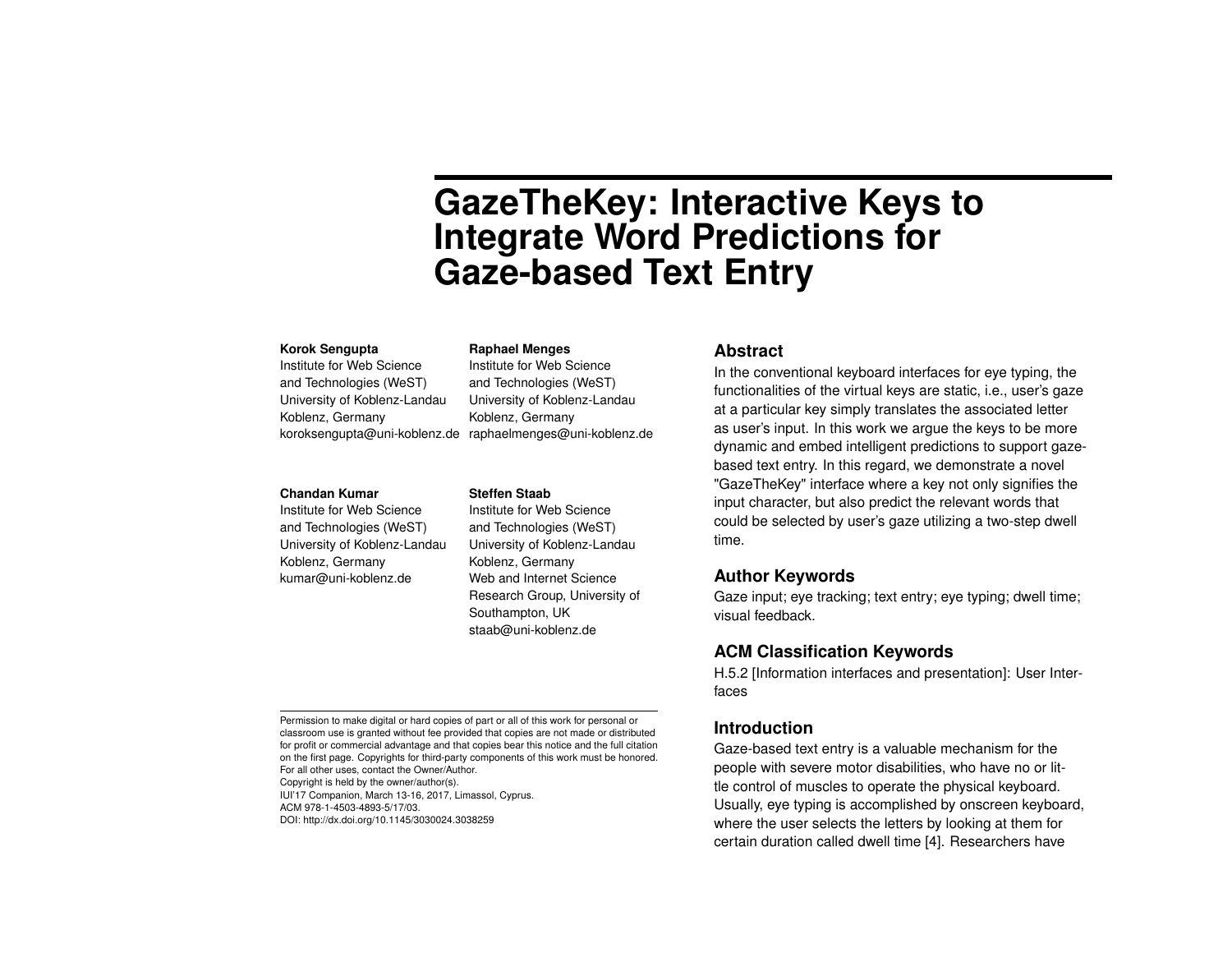# GazeTheKey: Interactive Keys to Integrate Word Predictions for Gaze-based Text Entry

**Korok Sengupta**
Institute for Web Science and Technologies (WeST)
University of Koblenz-Landau
Koblenz, Germany
koroksengupta@uni-koblenz.de

**Raphael Menges**
Institute for Web Science and Technologies (WeST)
University of Koblenz-Landau
Koblenz, Germany
raphaelmenges@uni-koblenz.de

**Chandan Kumar**
Institute for Web Science and Technologies (WeST)
University of Koblenz-Landau
Koblenz, Germany
kumar@uni-koblenz.de

**Steffen Staab**
Institute for Web Science and Technologies (WeST)
University of Koblenz-Landau
Koblenz, Germany
Web and Internet Science Research Group, University of Southampton, UK
staab@uni-koblenz.de

Permission to make digital or hard copies of part or all of this work for personal or classroom use is granted without fee provided that copies are not made or distributed for profit or commercial advantage and that copies bear this notice and the full citation on the first page. Copyrights for third-party components of this work must be honored. For all other uses, contact the Owner/Author.
Copyright is held by the owner/author(s).
IUI'17 Companion, March 13-16, 2017, Limassol, Cyprus.
ACM 978-1-4503-4893-5/17/03.
DOI: http://dx.doi.org/10.1145/3030024.3038259

## Abstract

In the conventional keyboard interfaces for eye typing, the functionalities of the virtual keys are static, i.e., user's gaze at a particular key simply translates the associated letter as user's input. In this work we argue the keys to be more dynamic and embed intelligent predictions to support gaze-based text entry. In this regard, we demonstrate a novel "GazeTheKey" interface where a key not only signifies the input character, but also predict the relevant words that could be selected by user's gaze utilizing a two-step dwell time.

## Author Keywords

Gaze input; eye tracking; text entry; eye typing; dwell time; visual feedback.

## ACM Classification Keywords

H.5.2 [Information interfaces and presentation]: User Interfaces

## Introduction

Gaze-based text entry is a valuable mechanism for the people with severe motor disabilities, who have no or little control of muscles to operate the physical keyboard. Usually, eye typing is accomplished by onscreen keyboard, where the user selects the letters by looking at them for certain duration called dwell time [4]. Researchers have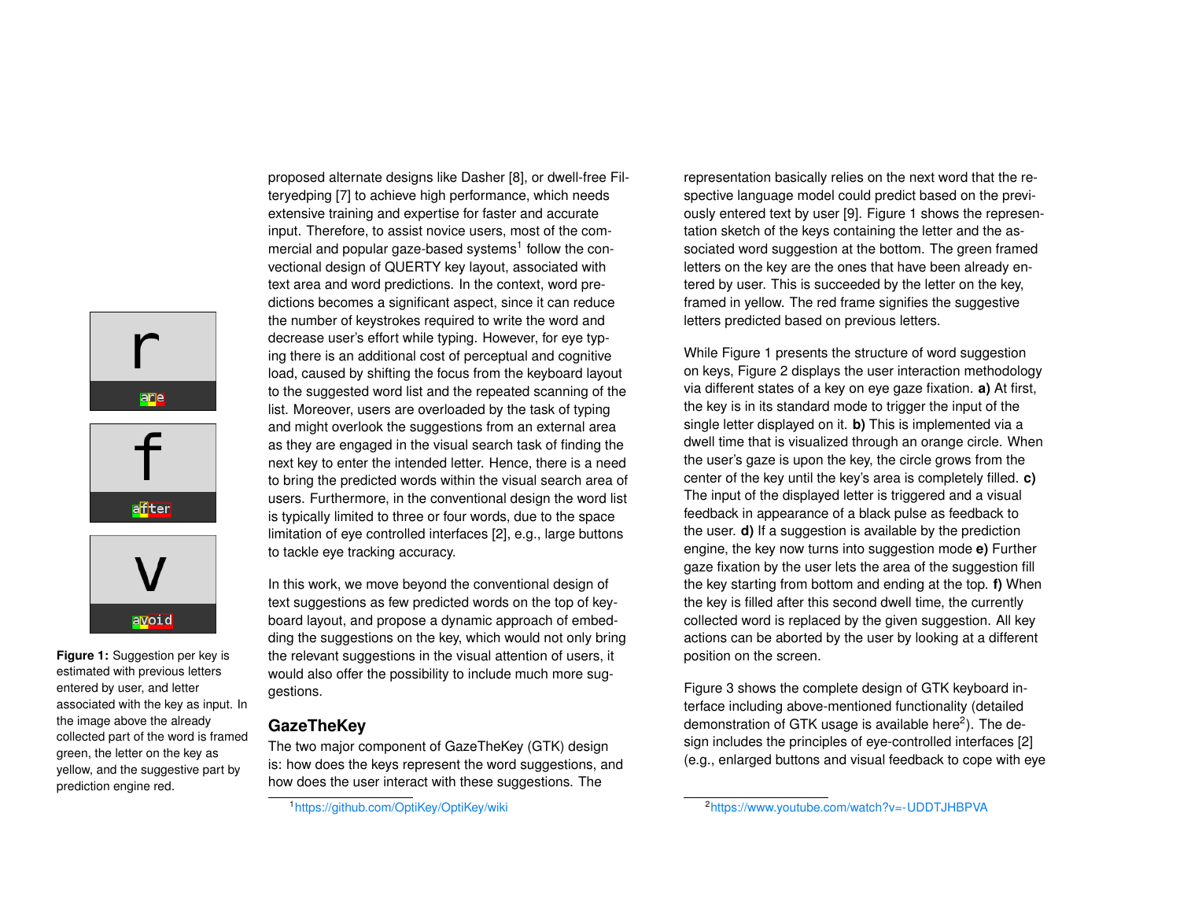proposed alternate designs like Dasher [8], or dwell-free Filteryedping [7] to achieve high performance, which needs extensive training and expertise for faster and accurate input. Therefore, to assist novice users, most of the commercial and popular gaze-based systems[1] follow the convectional design of QUERTY key layout, associated with text area and word predictions. In the context, word predictions becomes a significant aspect, since it can reduce the number of keystrokes required to write the word and decrease user's effort while typing. However, for eye typing there is an additional cost of perceptual and cognitive load, caused by shifting the focus from the keyboard layout to the suggested word list and the repeated scanning of the list. Moreover, users are overloaded by the task of typing and might overlook the suggestions from an external area as they are engaged in the visual search task of finding the next key to enter the intended letter. Hence, there is a need to bring the predicted words within the visual search area of users. Furthermore, in the conventional design the word list is typically limited to three or four words, due to the space limitation of eye controlled interfaces [2], e.g., large buttons to tackle eye tracking accuracy.

In this work, we move beyond the conventional design of text suggestions as few predicted words on the top of keyboard layout, and propose a dynamic approach of embedding the suggestions on the key, which would not only bring the relevant suggestions in the visual attention of users, it would also offer the possibility to include much more suggestions.

**Figure 1:** Suggestion per key is estimated with previous letters entered by user, and letter associated with the key as input. In the image above the already collected part of the word is framed green, the letter on the key as yellow, and the suggestive part by prediction engine red.

## GazeTheKey

The two major component of GazeTheKey (GTK) design is: how does the keys represent the word suggestions, and how does the user interact with these suggestions. The representation basically relies on the next word that the respective language model could predict based on the previously entered text by user [9]. Figure 1 shows the representation sketch of the keys containing the letter and the associated word suggestion at the bottom. The green framed letters on the key are the ones that have been already entered by user. This is succeeded by the letter on the key, framed in yellow. The red frame signifies the suggestive letters predicted based on previous letters.

While Figure 1 presents the structure of word suggestion on keys, Figure 2 displays the user interaction methodology via different states of a key on eye gaze fixation. **a)** At first, the key is in its standard mode to trigger the input of the single letter displayed on it. **b)** This is implemented via a dwell time that is visualized through an orange circle. When the user's gaze is upon the key, the circle grows from the center of the key until the key's area is completely filled. **c)** The input of the displayed letter is triggered and a visual feedback in appearance of a black pulse as feedback to the user. **d)** If a suggestion is available by the prediction engine, the key now turns into suggestion mode **e)** Further gaze fixation by the user lets the area of the suggestion fill the key starting from bottom and ending at the top. **f)** When the key is filled after this second dwell time, the currently collected word is replaced by the given suggestion. All key actions can be aborted by the user by looking at a different position on the screen.

Figure 3 shows the complete design of GTK keyboard interface including above-mentioned functionality (detailed demonstration of GTK usage is available here[2]). The design includes the principles of eye-controlled interfaces [2] (e.g., enlarged buttons and visual feedback to cope with eye

[1] https://github.com/OptiKey/OptiKey/wiki

[2] https://www.youtube.com/watch?v=-UDDTJHBPVA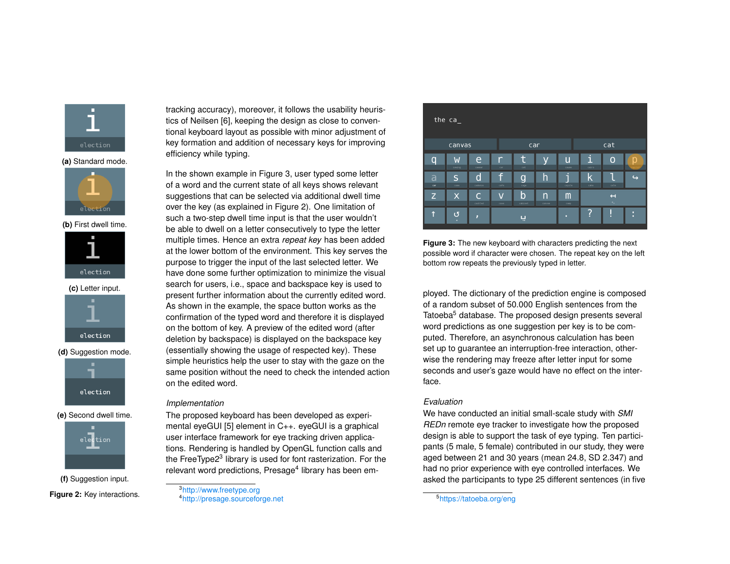(a) Standard mode.

(b) First dwell time.

(c) Letter input.

(d) Suggestion mode.

(e) Second dwell time.

(f) Suggestion input.

**Figure 2:** Key interactions.

tracking accuracy), moreover, it follows the usability heuristics of Neilsen [6], keeping the design as close to conventional keyboard layout as possible with minor adjustment of key formation and addition of necessary keys for improving efficiency while typing.

In the shown example in Figure 3, user typed some letter of a word and the current state of all keys shows relevant suggestions that can be selected via additional dwell time over the key (as explained in Figure 2). One limitation of such a two-step dwell time input is that the user wouldn't be able to dwell on a letter consecutively to type the letter multiple times. Hence an extra *repeat key* has been added at the lower bottom of the environment. This key serves the purpose to trigger the input of the last selected letter. We have done some further optimization to minimize the visual search for users, i.e., space and backspace key is used to present further information about the currently edited word. As shown in the example, the space button works as the confirmation of the typed word and therefore it is displayed on the bottom of key. A preview of the edited word (after deletion by backspace) is displayed on the backspace key (essentially showing the usage of respected key). These simple heuristics help the user to stay with the gaze on the same position without the need to check the intended action on the edited word.

*Implementation*

The proposed keyboard has been developed as experimental eyeGUI [5] element in C++. eyeGUI is a graphical user interface framework for eye tracking driven applications. Rendering is handled by OpenGL function calls and the FreeType2[3] library is used for font rasterization. For the relevant word predictions, Presage[4] library has been employed. The dictionary of the prediction engine is composed of a random subset of 50.000 English sentences from the Tatoeba[5] database. The proposed design presents several word predictions as one suggestion per key is to be computed. Therefore, an asynchronous calculation has been set up to guarantee an interruption-free interaction, otherwise the rendering may freeze after letter input for some seconds and user's gaze would have no effect on the interface.

**Figure 3:** The new keyboard with characters predicting the next possible word if character were chosen. The repeat key on the left bottom row repeats the previously typed in letter.

*Evaluation*

We have conducted an initial small-scale study with *SMI REDn* remote eye tracker to investigate how the proposed design is able to support the task of eye typing. Ten participants (5 male, 5 female) contributed in our study, they were aged between 21 and 30 years (mean 24.8, SD 2.347) and had no prior experience with eye controlled interfaces. We asked the participants to type 25 different sentences (in five

[3] http://www.freetype.org
[4] http://presage.sourceforge.net
[5] https://tatoeba.org/eng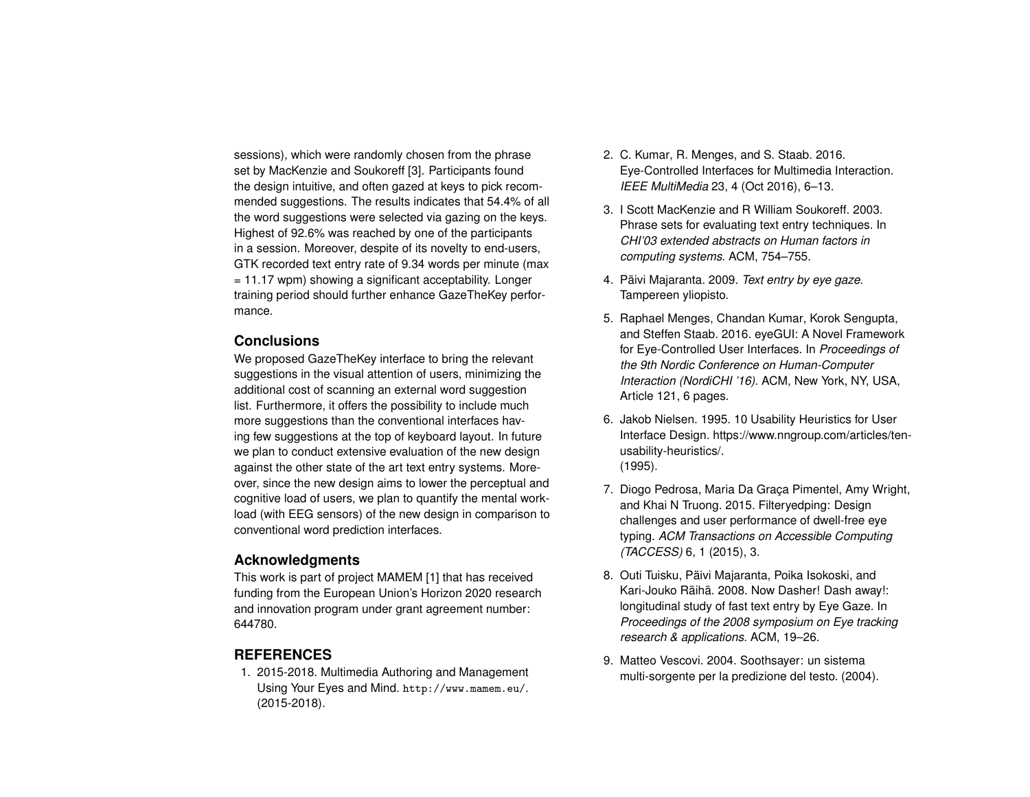sessions), which were randomly chosen from the phrase set by MacKenzie and Soukoreff [3]. Participants found the design intuitive, and often gazed at keys to pick recommended suggestions. The results indicates that 54.4% of all the word suggestions were selected via gazing on the keys. Highest of 92.6% was reached by one of the participants in a session. Moreover, despite of its novelty to end-users, GTK recorded text entry rate of 9.34 words per minute (max = 11.17 wpm) showing a significant acceptability. Longer training period should further enhance GazeTheKey performance.

## Conclusions

We proposed GazeTheKey interface to bring the relevant suggestions in the visual attention of users, minimizing the additional cost of scanning an external word suggestion list. Furthermore, it offers the possibility to include much more suggestions than the conventional interfaces having few suggestions at the top of keyboard layout. In future we plan to conduct extensive evaluation of the new design against the other state of the art text entry systems. Moreover, since the new design aims to lower the perceptual and cognitive load of users, we plan to quantify the mental workload (with EEG sensors) of the new design in comparison to conventional word prediction interfaces.

## Acknowledgments

This work is part of project MAMEM [1] that has received funding from the European Union's Horizon 2020 research and innovation program under grant agreement number: 644780.

## REFERENCES

1. 2015-2018. Multimedia Authoring and Management Using Your Eyes and Mind. `http://www.mamem.eu/`. (2015-2018).
2. C. Kumar, R. Menges, and S. Staab. 2016. Eye-Controlled Interfaces for Multimedia Interaction. *IEEE MultiMedia* 23, 4 (Oct 2016), 6–13.
3. I Scott MacKenzie and R William Soukoreff. 2003. Phrase sets for evaluating text entry techniques. In *CHI'03 extended abstracts on Human factors in computing systems*. ACM, 754–755.
4. Päivi Majaranta. 2009. *Text entry by eye gaze*. Tampereen yliopisto.
5. Raphael Menges, Chandan Kumar, Korok Sengupta, and Steffen Staab. 2016. eyeGUI: A Novel Framework for Eye-Controlled User Interfaces. In *Proceedings of the 9th Nordic Conference on Human-Computer Interaction (NordiCHI '16)*. ACM, New York, NY, USA, Article 121, 6 pages.
6. Jakob Nielsen. 1995. 10 Usability Heuristics for User Interface Design. https://www.nngroup.com/articles/ten-usability-heuristics/. (1995).
7. Diogo Pedrosa, Maria Da Graça Pimentel, Amy Wright, and Khai N Truong. 2015. Filteryedping: Design challenges and user performance of dwell-free eye typing. *ACM Transactions on Accessible Computing (TACCESS)* 6, 1 (2015), 3.
8. Outi Tuisku, Päivi Majaranta, Poika Isokoski, and Kari-Jouko Räihä. 2008. Now Dasher! Dash away!: longitudinal study of fast text entry by Eye Gaze. In *Proceedings of the 2008 symposium on Eye tracking research & applications*. ACM, 19–26.
9. Matteo Vescovi. 2004. Soothsayer: un sistema multi-sorgente per la predizione del testo. (2004).